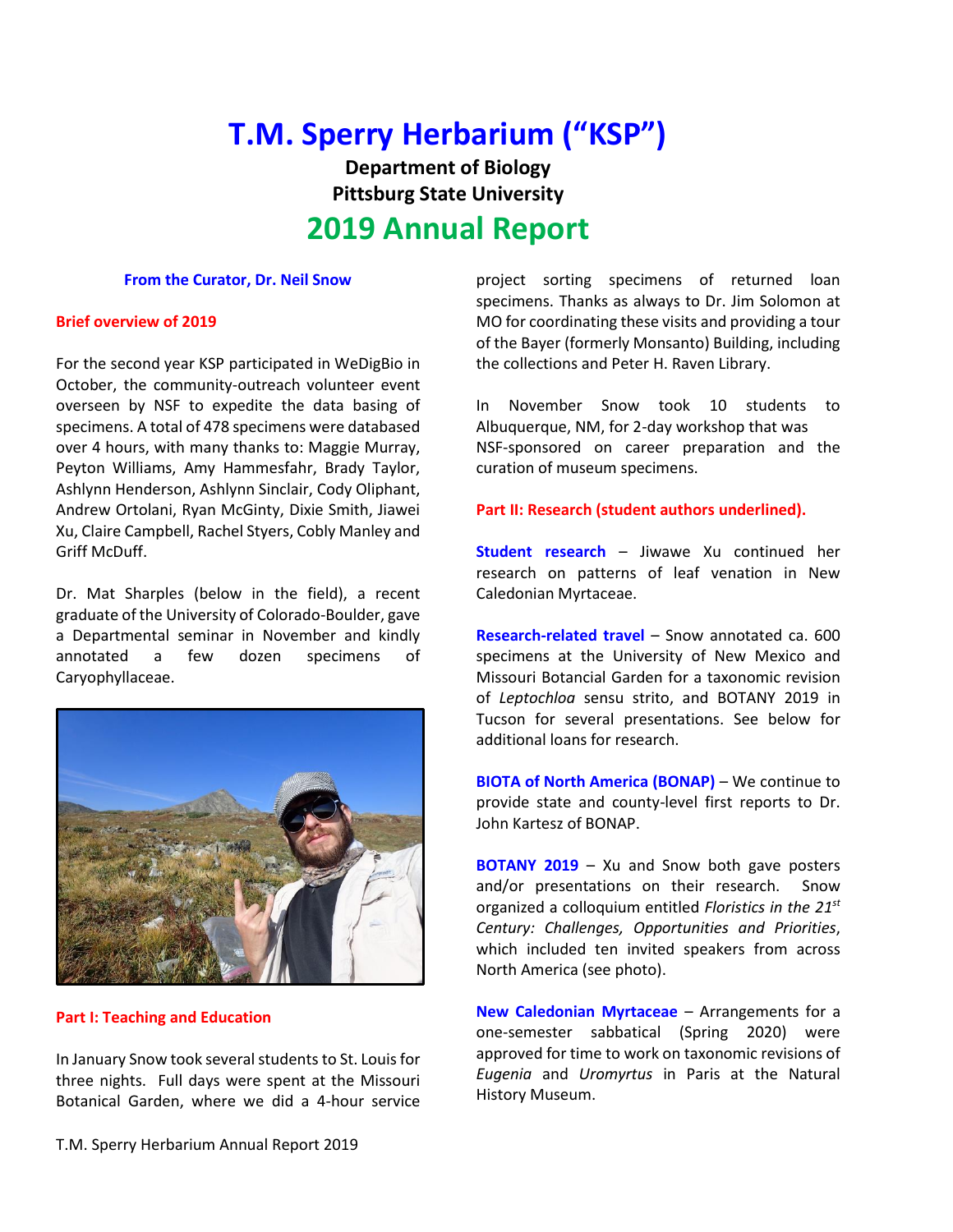# T.M. Sperry Herbarium ("KSP")

**Department of Biology**
**Pittsburg State University**

## 2019 Annual Report

### From the Curator, Dr. Neil Snow

#### Brief overview of 2019

For the second year KSP participated in WeDigBio in October, the community-outreach volunteer event overseen by NSF to expedite the data basing of specimens. A total of 478 specimens were databased over 4 hours, with many thanks to: Maggie Murray, Peyton Williams, Amy Hammesfahr, Brady Taylor, Ashlynn Henderson, Ashlynn Sinclair, Cody Oliphant, Andrew Ortolani, Ryan McGinty, Dixie Smith, Jiawei Xu, Claire Campbell, Rachel Styers, Cobly Manley and Griff McDuff.

Dr. Mat Sharples (below in the field), a recent graduate of the University of Colorado-Boulder, gave a Departmental seminar in November and kindly annotated a few dozen specimens of Caryophyllaceae.

#### Part I: Teaching and Education

In January Snow took several students to St. Louis for three nights. Full days were spent at the Missouri Botanical Garden, where we did a 4-hour service project sorting specimens of returned loan specimens. Thanks as always to Dr. Jim Solomon at MO for coordinating these visits and providing a tour of the Bayer (formerly Monsanto) Building, including the collections and Peter H. Raven Library.

In November Snow took 10 students to Albuquerque, NM, for 2-day workshop that was NSF-sponsored on career preparation and the curation of museum specimens.

#### Part II: Research (student authors underlined).

**Student research** – Jiwawe Xu continued her research on patterns of leaf venation in New Caledonian Myrtaceae.

**Research-related travel** – Snow annotated ca. 600 specimens at the University of New Mexico and Missouri Botancial Garden for a taxonomic revision of *Leptochloa* sensu strito, and BOTANY 2019 in Tucson for several presentations. See below for additional loans for research.

**BIOTA of North America (BONAP)** – We continue to provide state and county-level first reports to Dr. John Kartesz of BONAP.

**BOTANY 2019** – Xu and Snow both gave posters and/or presentations on their research. Snow organized a colloquium entitled *Floristics in the 21st Century: Challenges, Opportunities and Priorities*, which included ten invited speakers from across North America (see photo).

**New Caledonian Myrtaceae** – Arrangements for a one-semester sabbatical (Spring 2020) were approved for time to work on taxonomic revisions of *Eugenia* and *Uromyrtus* in Paris at the Natural History Museum.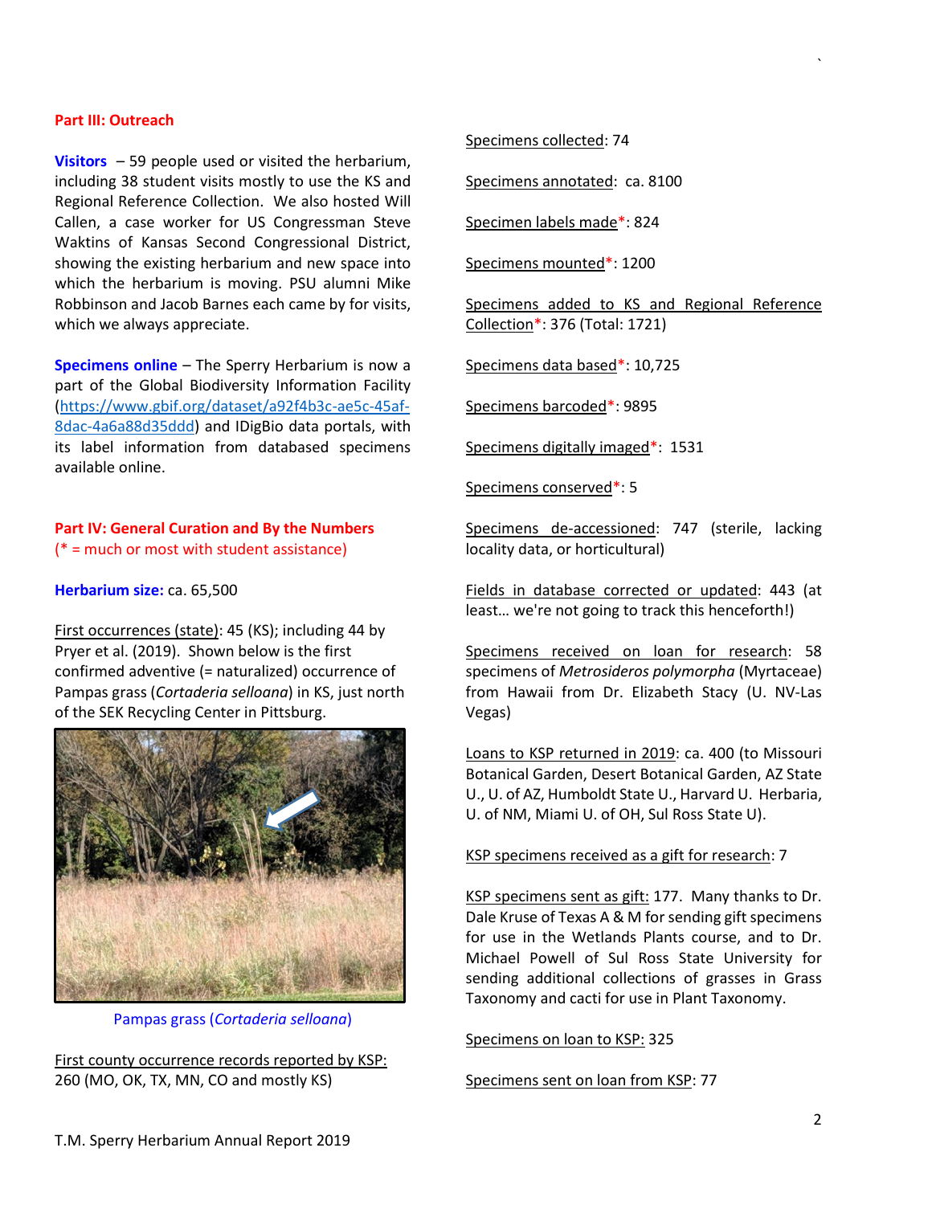## Part III: Outreach

**Visitors** – 59 people used or visited the herbarium, including 38 student visits mostly to use the KS and Regional Reference Collection. We also hosted Will Callen, a case worker for US Congressman Steve Waktins of Kansas Second Congressional District, showing the existing herbarium and new space into which the herbarium is moving. PSU alumni Mike Robbinson and Jacob Barnes each came by for visits, which we always appreciate.

**Specimens online** – The Sperry Herbarium is now a part of the Global Biodiversity Information Facility (https://www.gbif.org/dataset/a92f4b3c-ae5c-45af-8dac-4a6a88d35ddd) and IDigBio data portals, with its label information from databased specimens available online.

## Part IV: General Curation and By the Numbers

(* = much or most with student assistance)

**Herbarium size:** ca. 65,500

First occurrences (state): 45 (KS); including 44 by Pryer et al. (2019). Shown below is the first confirmed adventive (= naturalized) occurrence of Pampas grass (*Cortaderia selloana*) in KS, just north of the SEK Recycling Center in Pittsburg.

Pampas grass (*Cortaderia selloana*)

First county occurrence records reported by KSP: 260 (MO, OK, TX, MN, CO and mostly KS)

Specimens collected: 74

Specimens annotated: ca. 8100

Specimen labels made*: 824

Specimens mounted*: 1200

Specimens added to KS and Regional Reference Collection*: 376 (Total: 1721)

Specimens data based*: 10,725

Specimens barcoded*: 9895

Specimens digitally imaged*: 1531

Specimens conserved*: 5

Specimens de-accessioned: 747 (sterile, lacking locality data, or horticultural)

Fields in database corrected or updated: 443 (at least… we're not going to track this henceforth!)

Specimens received on loan for research: 58 specimens of *Metrosideros polymorpha* (Myrtaceae) from Hawaii from Dr. Elizabeth Stacy (U. NV-Las Vegas)

Loans to KSP returned in 2019: ca. 400 (to Missouri Botanical Garden, Desert Botanical Garden, AZ State U., U. of AZ, Humboldt State U., Harvard U. Herbaria, U. of NM, Miami U. of OH, Sul Ross State U).

KSP specimens received as a gift for research: 7

KSP specimens sent as gift: 177. Many thanks to Dr. Dale Kruse of Texas A & M for sending gift specimens for use in the Wetlands Plants course, and to Dr. Michael Powell of Sul Ross State University for sending additional collections of grasses in Grass Taxonomy and cacti for use in Plant Taxonomy.

Specimens on loan to KSP: 325

Specimens sent on loan from KSP: 77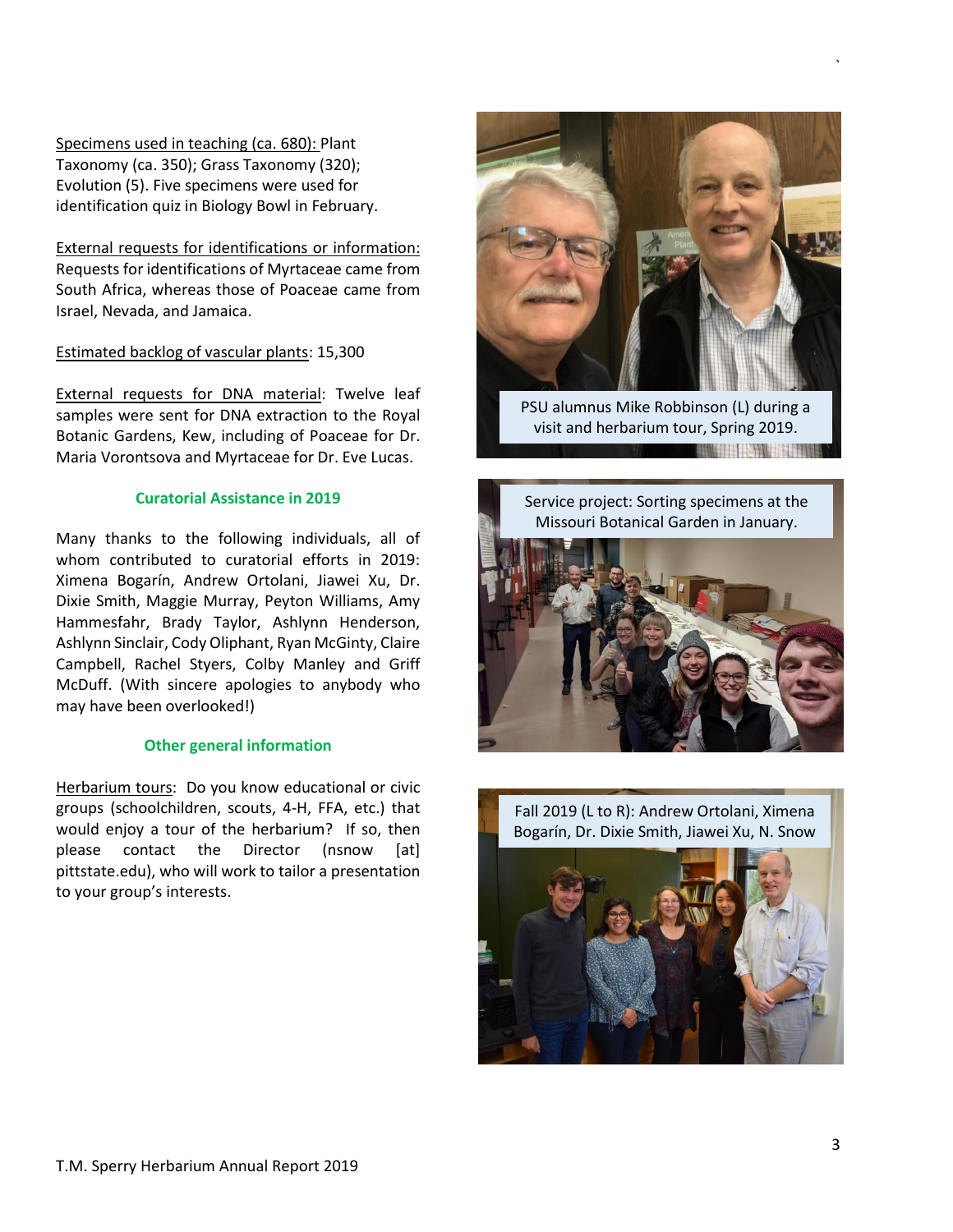Specimens used in teaching (ca. 680): Plant Taxonomy (ca. 350); Grass Taxonomy (320); Evolution (5). Five specimens were used for identification quiz in Biology Bowl in February.

External requests for identifications or information: Requests for identifications of Myrtaceae came from South Africa, whereas those of Poaceae came from Israel, Nevada, and Jamaica.

Estimated backlog of vascular plants: 15,300

External requests for DNA material: Twelve leaf samples were sent for DNA extraction to the Royal Botanic Gardens, Kew, including of Poaceae for Dr. Maria Vorontsova and Myrtaceae for Dr. Eve Lucas.

## Curatorial Assistance in 2019

Many thanks to the following individuals, all of whom contributed to curatorial efforts in 2019: Ximena Bogarín, Andrew Ortolani, Jiawei Xu, Dr. Dixie Smith, Maggie Murray, Peyton Williams, Amy Hammesfahr, Brady Taylor, Ashlynn Henderson, Ashlynn Sinclair, Cody Oliphant, Ryan McGinty, Claire Campbell, Rachel Styers, Colby Manley and Griff McDuff. (With sincere apologies to anybody who may have been overlooked!)

## Other general information

Herbarium tours: Do you know educational or civic groups (schoolchildren, scouts, 4-H, FFA, etc.) that would enjoy a tour of the herbarium? If so, then please contact the Director (nsnow [at] pittstate.edu), who will work to tailor a presentation to your group's interests.

PSU alumnus Mike Robbinson (L) during a visit and herbarium tour, Spring 2019.

Service project: Sorting specimens at the Missouri Botanical Garden in January.

Fall 2019 (L to R): Andrew Ortolani, Ximena Bogarín, Dr. Dixie Smith, Jiawei Xu, N. Snow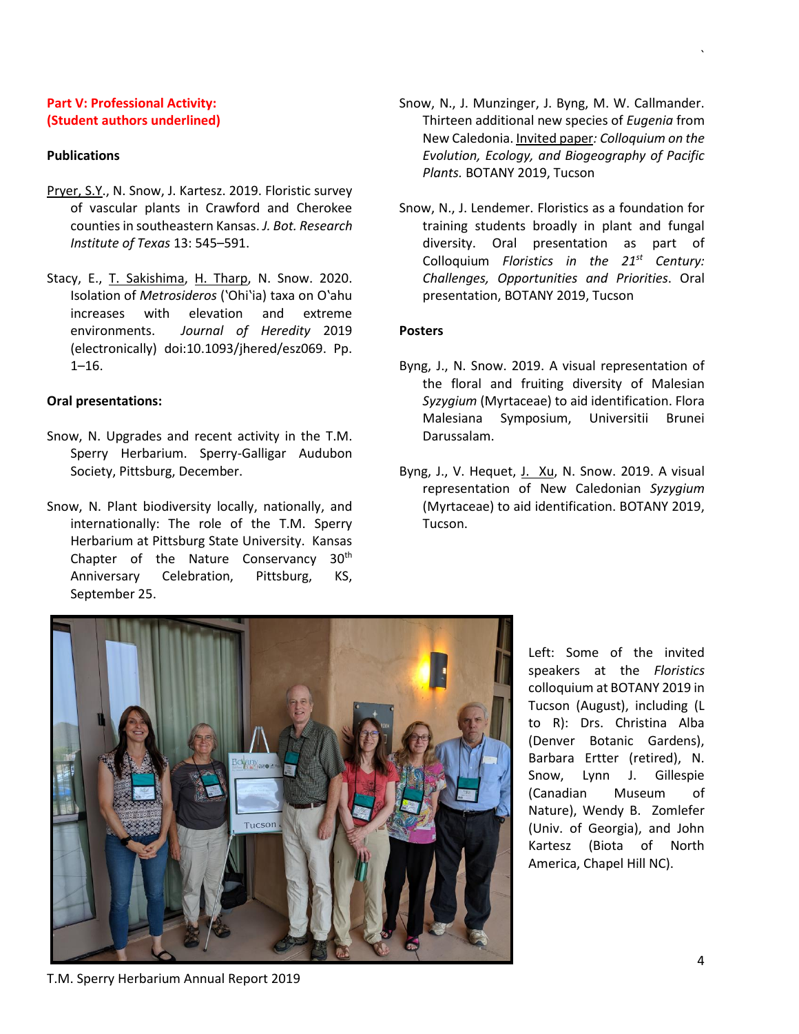**Part V: Professional Activity:**
**(Student authors underlined)**

**Publications**

Pryer, S.Y., N. Snow, J. Kartesz. 2019. Floristic survey of vascular plants in Crawford and Cherokee counties in southeastern Kansas. *J. Bot. Research Institute of Texas* 13: 545–591.

Stacy, E., T. Sakishima, H. Tharp, N. Snow. 2020. Isolation of *Metrosideros* (ʻOhiʻia) taxa on Oʻahu increases with elevation and extreme environments. *Journal of Heredity* 2019 (electronically) doi:10.1093/jhered/esz069. Pp. 1–16.

**Oral presentations:**

Snow, N. Upgrades and recent activity in the T.M. Sperry Herbarium. Sperry-Galligar Audubon Society, Pittsburg, December.

Snow, N. Plant biodiversity locally, nationally, and internationally: The role of the T.M. Sperry Herbarium at Pittsburg State University. Kansas Chapter of the Nature Conservancy 30th Anniversary Celebration, Pittsburg, KS, September 25.

Snow, N., J. Munzinger, J. Byng, M. W. Callmander. Thirteen additional new species of *Eugenia* from New Caledonia. Invited paper*: Colloquium on the Evolution, Ecology, and Biogeography of Pacific Plants.* BOTANY 2019, Tucson

Snow, N., J. Lendemer. Floristics as a foundation for training students broadly in plant and fungal diversity. Oral presentation as part of Colloquium *Floristics in the 21st Century: Challenges, Opportunities and Priorities*. Oral presentation, BOTANY 2019, Tucson

**Posters**

Byng, J., N. Snow. 2019. A visual representation of the floral and fruiting diversity of Malesian *Syzygium* (Myrtaceae) to aid identification. Flora Malesiana Symposium, Universitii Brunei Darussalam.

Byng, J., V. Hequet, J. Xu, N. Snow. 2019. A visual representation of New Caledonian *Syzygium* (Myrtaceae) to aid identification. BOTANY 2019, Tucson.

Left: Some of the invited speakers at the *Floristics* colloquium at BOTANY 2019 in Tucson (August), including (L to R): Drs. Christina Alba (Denver Botanic Gardens), Barbara Ertter (retired), N. Snow, Lynn J. Gillespie (Canadian Museum of Nature), Wendy B. Zomlefer (Univ. of Georgia), and John Kartesz (Biota of North America, Chapel Hill NC).